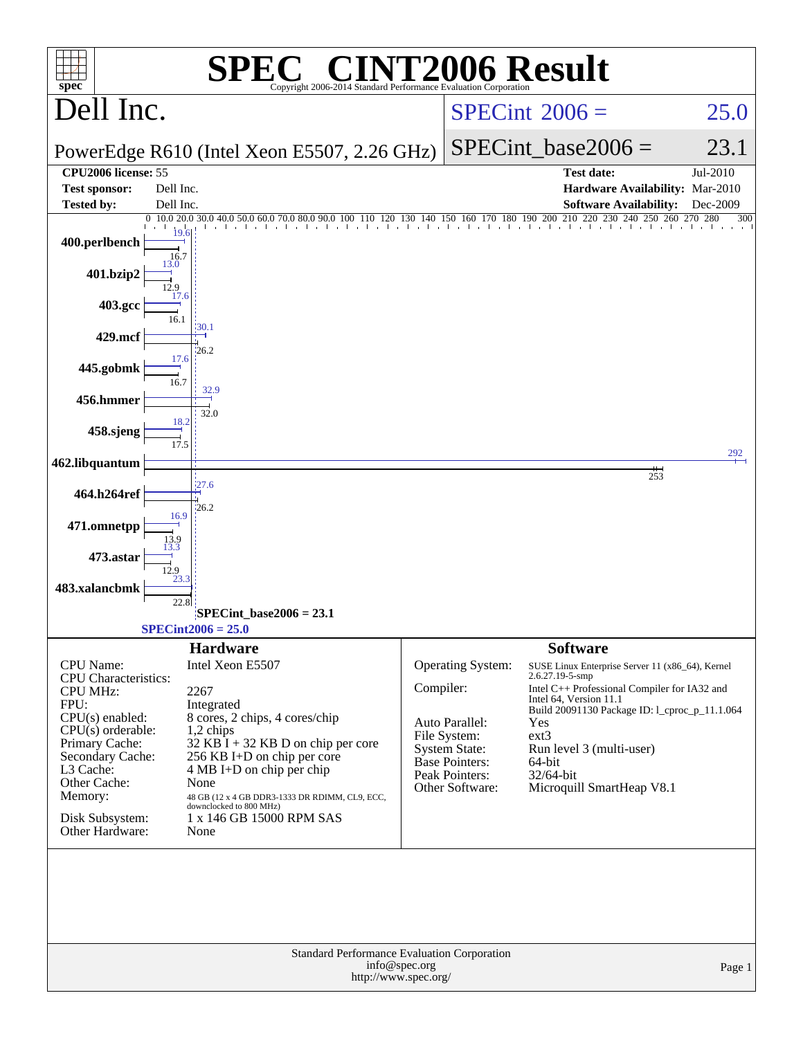# SPEC CINT2006 Result

Copyright 2006-2014 Standard Performance Evaluation Corporation

## Dell Inc.

PowerEdge R610 (Intel Xeon E5507, 2.26 GHz)

SPECint 2006 = 25.0

SPECint_base2006 = 23.1

| | | | |
|---|---|---|---|
| **CPU2006 license:** | 55 | **Test date:** | Jul-2010 |
| **Test sponsor:** | Dell Inc. | **Hardware Availability:** | Mar-2010 |
| **Tested by:** | Dell Inc. | **Software Availability:** | Dec-2009 |

| Benchmark | Peak | Base |
|---|---|---|
| 400.perlbench | 19.6 | 16.7 |
| 401.bzip2 | 13.0 | 12.9 |
| 403.gcc | 17.6 | 16.1 |
| 429.mcf | 30.1 | 26.2 |
| 445.gobmk | 17.6 | 16.7 |
| 456.hmmer | 32.9 | 32.0 |
| 458.sjeng | 18.2 | 17.5 |
| 462.libquantum | 292 | 253 |
| 464.h264ref | 27.6 | 26.2 |
| 471.omnetpp | 16.9 | 13.9 |
| 473.astar | 13.3 | 12.9 |
| 483.xalancbmk | 23.3 | 22.8 |

SPECint_base2006 = 23.1

SPECint2006 = 25.0

### Hardware

| | |
|---|---|
| CPU Name: | Intel Xeon E5507 |
| CPU Characteristics: | |
| CPU MHz: | 2267 |
| FPU: | Integrated |
| CPU(s) enabled: | 8 cores, 2 chips, 4 cores/chip |
| CPU(s) orderable: | 1,2 chips |
| Primary Cache: | 32 KB I + 32 KB D on chip per core |
| Secondary Cache: | 256 KB I+D on chip per core |
| L3 Cache: | 4 MB I+D on chip per chip |
| Other Cache: | None |
| Memory: | 48 GB (12 x 4 GB DDR3-1333 DR RDIMM, CL9, ECC, downclocked to 800 MHz) |
| Disk Subsystem: | 1 x 146 GB 15000 RPM SAS |
| Other Hardware: | None |

### Software

| | |
|---|---|
| Operating System: | SUSE Linux Enterprise Server 11 (x86_64), Kernel 2.6.27.19-5-smp |
| Compiler: | Intel C++ Professional Compiler for IA32 and Intel 64, Version 11.1 Build 20091130 Package ID: l_cproc_p_11.1.064 |
| Auto Parallel: | Yes |
| File System: | ext3 |
| System State: | Run level 3 (multi-user) |
| Base Pointers: | 64-bit |
| Peak Pointers: | 32/64-bit |
| Other Software: | Microquill SmartHeap V8.1 |

Standard Performance Evaluation Corporation
info@spec.org
http://www.spec.org/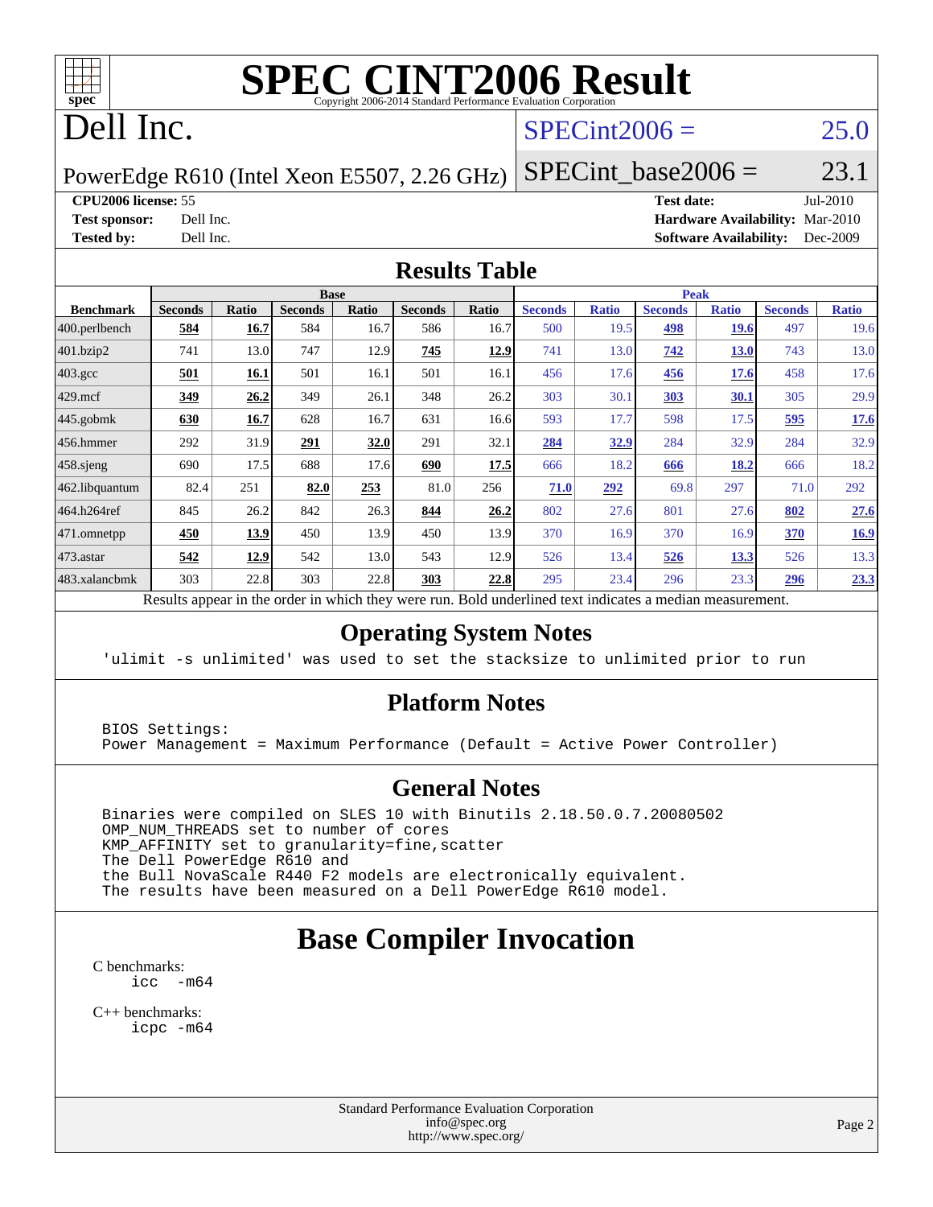# SPEC CINT2006 Result

Copyright 2006-2014 Standard Performance Evaluation Corporation

# Dell Inc.

PowerEdge R610 (Intel Xeon E5507, 2.26 GHz)

SPECint2006 = 25.0

SPECint_base2006 = 23.1

**CPU2006 license:** 55
**Test sponsor:** Dell Inc.
**Tested by:** Dell Inc.

**Test date:** Jul-2010
**Hardware Availability:** Mar-2010
**Software Availability:** Dec-2009

## Results Table

| Benchmark | Base | | | | | | Peak | | | | | |
|---|---|---|---|---|---|---|---|---|---|---|---|---|
| | Seconds | Ratio | Seconds | Ratio | Seconds | Ratio | Seconds | Ratio | Seconds | Ratio | Seconds | Ratio |
| 400.perlbench | **584** | **16.7** | 584 | 16.7 | 586 | 16.7 | 500 | 19.5 | **498** | **19.6** | 497 | 19.6 |
| 401.bzip2 | 741 | 13.0 | 747 | 12.9 | **745** | **12.9** | 741 | 13.0 | **742** | **13.0** | 743 | 13.0 |
| 403.gcc | **501** | **16.1** | 501 | 16.1 | 501 | 16.1 | 456 | 17.6 | **456** | **17.6** | 458 | 17.6 |
| 429.mcf | **349** | **26.2** | 349 | 26.1 | 348 | 26.2 | 303 | 30.1 | **303** | **30.1** | 305 | 29.9 |
| 445.gobmk | **630** | **16.7** | 628 | 16.7 | 631 | 16.6 | 593 | 17.7 | 598 | 17.5 | **595** | **17.6** |
| 456.hmmer | 292 | 31.9 | **291** | **32.0** | 291 | 32.1 | **284** | **32.9** | 284 | 32.9 | 284 | 32.9 |
| 458.sjeng | 690 | 17.5 | 688 | 17.6 | **690** | **17.5** | 666 | 18.2 | **666** | **18.2** | 666 | 18.2 |
| 462.libquantum | 82.4 | 251 | **82.0** | **253** | 81.0 | 256 | **71.0** | **292** | 69.8 | 297 | 71.0 | 292 |
| 464.h264ref | 845 | 26.2 | 842 | 26.3 | **844** | **26.2** | 802 | 27.6 | 801 | 27.6 | **802** | **27.6** |
| 471.omnetpp | **450** | **13.9** | 450 | 13.9 | 450 | 13.9 | 370 | 16.9 | 370 | 16.9 | **370** | **16.9** |
| 473.astar | **542** | **12.9** | 542 | 13.0 | 543 | 12.9 | 526 | 13.4 | **526** | **13.3** | 526 | 13.3 |
| 483.xalancbmk | 303 | 22.8 | 303 | 22.8 | **303** | **22.8** | 295 | 23.4 | 296 | 23.3 | **296** | **23.3** |

Results appear in the order in which they were run. Bold underlined text indicates a median measurement.

## Operating System Notes

```
'ulimit -s unlimited' was used to set the stacksize to unlimited prior to run
```

## Platform Notes

```
BIOS Settings:
Power Management = Maximum Performance (Default = Active Power Controller)
```

## General Notes

```
Binaries were compiled on SLES 10 with Binutils 2.18.50.0.7.20080502
OMP_NUM_THREADS set to number of cores
KMP_AFFINITY set to granularity=fine,scatter
The Dell PowerEdge R610 and
the Bull NovaScale R440 F2 models are electronically equivalent.
The results have been measured on a Dell PowerEdge R610 model.
```

# Base Compiler Invocation

C benchmarks:
```
icc  -m64
```

C++ benchmarks:
```
icpc -m64
```

Standard Performance Evaluation Corporation
info@spec.org
http://www.spec.org/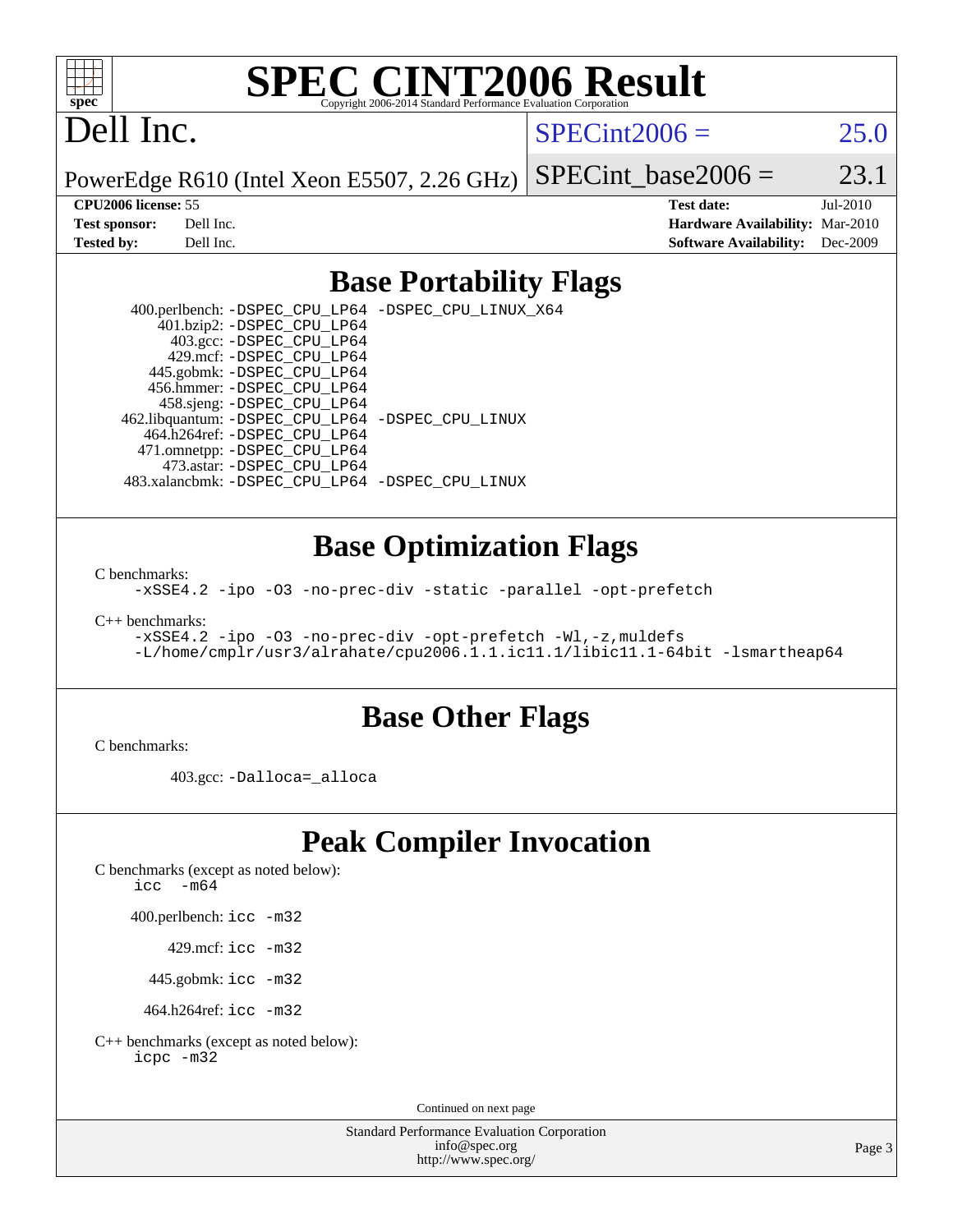# SPEC CINT2006 Result

Copyright 2006-2014 Standard Performance Evaluation Corporation

**Dell Inc.**

PowerEdge R610 (Intel Xeon E5507, 2.26 GHz)

SPECint2006 = 25.0

SPECint_base2006 = 23.1

| | | | |
|---|---|---|---|
| **CPU2006 license:** | 55 | **Test date:** | Jul-2010 |
| **Test sponsor:** | Dell Inc. | **Hardware Availability:** | Mar-2010 |
| **Tested by:** | Dell Inc. | **Software Availability:** | Dec-2009 |

## Base Portability Flags

400.perlbench: `-DSPEC_CPU_LP64 -DSPEC_CPU_LINUX_X64`
401.bzip2: `-DSPEC_CPU_LP64`
403.gcc: `-DSPEC_CPU_LP64`
429.mcf: `-DSPEC_CPU_LP64`
445.gobmk: `-DSPEC_CPU_LP64`
456.hmmer: `-DSPEC_CPU_LP64`
458.sjeng: `-DSPEC_CPU_LP64`
462.libquantum: `-DSPEC_CPU_LP64 -DSPEC_CPU_LINUX`
464.h264ref: `-DSPEC_CPU_LP64`
471.omnetpp: `-DSPEC_CPU_LP64`
473.astar: `-DSPEC_CPU_LP64`
483.xalancbmk: `-DSPEC_CPU_LP64 -DSPEC_CPU_LINUX`

## Base Optimization Flags

C benchmarks:

```
-xSSE4.2 -ipo -O3 -no-prec-div -static -parallel -opt-prefetch
```

C++ benchmarks:

```
-xSSE4.2 -ipo -O3 -no-prec-div -opt-prefetch -Wl,-z,muldefs
-L/home/cmplr/usr3/alrahate/cpu2006.1.1.ic11.1/libic11.1-64bit -lsmartheap64
```

## Base Other Flags

C benchmarks:

403.gcc: `-Dalloca=_alloca`

## Peak Compiler Invocation

C benchmarks (except as noted below):
`icc -m64`

400.perlbench: `icc -m32`

429.mcf: `icc -m32`

445.gobmk: `icc -m32`

464.h264ref: `icc -m32`

C++ benchmarks (except as noted below):
`icpc -m32`

Continued on next page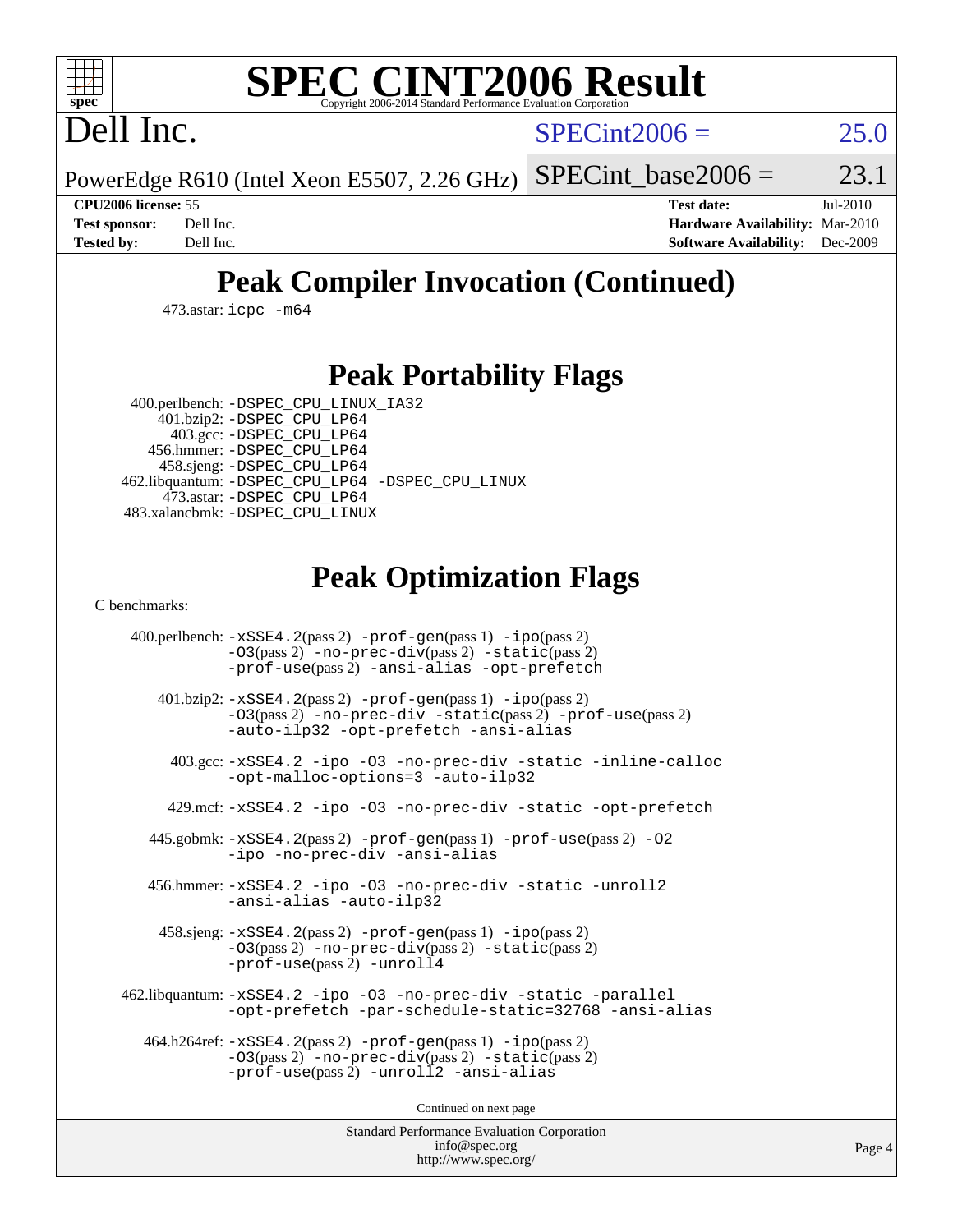# SPEC CINT2006 Result

Copyright 2006-2014 Standard Performance Evaluation Corporation

## Dell Inc.

PowerEdge R610 (Intel Xeon E5507, 2.26 GHz)

SPECint2006 = 25.0

SPECint_base2006 = 23.1

**CPU2006 license:** 55
**Test sponsor:** Dell Inc.
**Tested by:** Dell Inc.

**Test date:** Jul-2010
**Hardware Availability:** Mar-2010
**Software Availability:** Dec-2009

## Peak Compiler Invocation (Continued)

473.astar: `icpc -m64`

## Peak Portability Flags

400.perlbench: `-DSPEC_CPU_LINUX_IA32`
401.bzip2: `-DSPEC_CPU_LP64`
403.gcc: `-DSPEC_CPU_LP64`
456.hmmer: `-DSPEC_CPU_LP64`
458.sjeng: `-DSPEC_CPU_LP64`
462.libquantum: `-DSPEC_CPU_LP64 -DSPEC_CPU_LINUX`
473.astar: `-DSPEC_CPU_LP64`
483.xalancbmk: `-DSPEC_CPU_LINUX`

## Peak Optimization Flags

C benchmarks:

400.perlbench: `-xSSE4.2`(pass 2) `-prof-gen`(pass 1) `-ipo`(pass 2) `-O3`(pass 2) `-no-prec-div`(pass 2) `-static`(pass 2) `-prof-use`(pass 2) `-ansi-alias -opt-prefetch`

401.bzip2: `-xSSE4.2`(pass 2) `-prof-gen`(pass 1) `-ipo`(pass 2) `-O3`(pass 2) `-no-prec-div -static`(pass 2) `-prof-use`(pass 2) `-auto-ilp32 -opt-prefetch -ansi-alias`

403.gcc: `-xSSE4.2 -ipo -O3 -no-prec-div -static -inline-calloc -opt-malloc-options=3 -auto-ilp32`

429.mcf: `-xSSE4.2 -ipo -O3 -no-prec-div -static -opt-prefetch`

445.gobmk: `-xSSE4.2`(pass 2) `-prof-gen`(pass 1) `-prof-use`(pass 2) `-O2 -ipo -no-prec-div -ansi-alias`

456.hmmer: `-xSSE4.2 -ipo -O3 -no-prec-div -static -unroll2 -ansi-alias -auto-ilp32`

458.sjeng: `-xSSE4.2`(pass 2) `-prof-gen`(pass 1) `-ipo`(pass 2) `-O3`(pass 2) `-no-prec-div`(pass 2) `-static`(pass 2) `-prof-use`(pass 2) `-unroll4`

462.libquantum: `-xSSE4.2 -ipo -O3 -no-prec-div -static -parallel -opt-prefetch -par-schedule-static=32768 -ansi-alias`

464.h264ref: `-xSSE4.2`(pass 2) `-prof-gen`(pass 1) `-ipo`(pass 2) `-O3`(pass 2) `-no-prec-div`(pass 2) `-static`(pass 2) `-prof-use`(pass 2) `-unroll2 -ansi-alias`

Continued on next page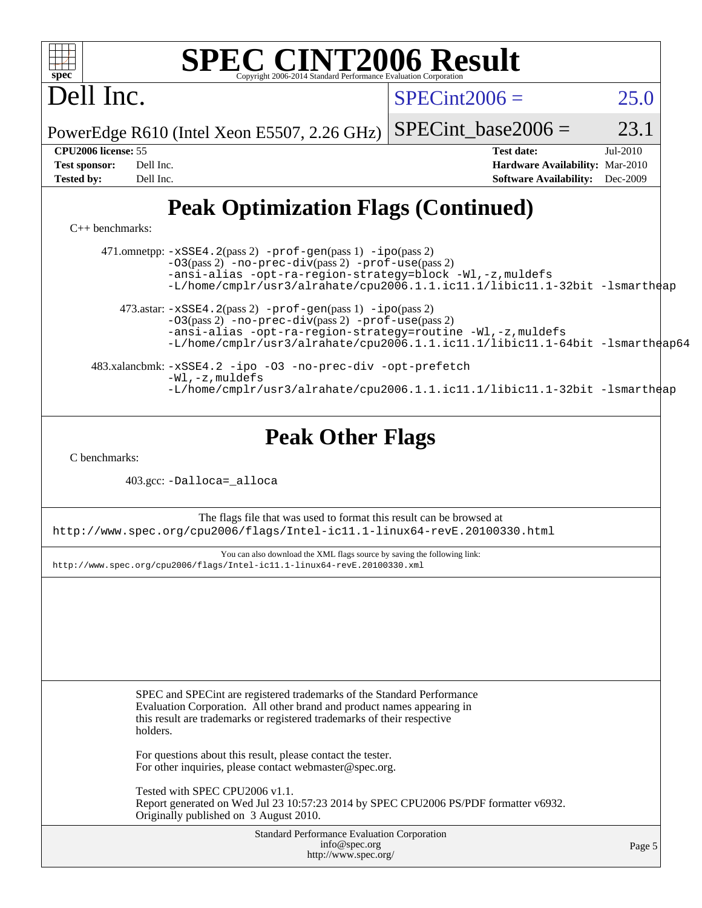# Peak Optimization Flags (Continued)

C++ benchmarks:

471.omnetpp: -xSSE4.2(pass 2) -prof-gen(pass 1) -ipo(pass 2)
-O3(pass 2) -no-prec-div(pass 2) -prof-use(pass 2)
-ansi-alias -opt-ra-region-strategy=block -Wl,-z,muldefs
-L/home/cmplr/usr3/alrahate/cpu2006.1.1.ic11.1/libic11.1-32bit -lsmartheap

473.astar: -xSSE4.2(pass 2) -prof-gen(pass 1) -ipo(pass 2)
-O3(pass 2) -no-prec-div(pass 2) -prof-use(pass 2)
-ansi-alias -opt-ra-region-strategy=routine -Wl,-z,muldefs
-L/home/cmplr/usr3/alrahate/cpu2006.1.1.ic11.1/libic11.1-64bit -lsmartheap64

483.xalancbmk: -xSSE4.2 -ipo -O3 -no-prec-div -opt-prefetch
-Wl,-z,muldefs
-L/home/cmplr/usr3/alrahate/cpu2006.1.1.ic11.1/libic11.1-32bit -lsmartheap

# Peak Other Flags

C benchmarks:

403.gcc: -Dalloca=_alloca

The flags file that was used to format this result can be browsed at
http://www.spec.org/cpu2006/flags/Intel-ic11.1-linux64-revE.20100330.html

You can also download the XML flags source by saving the following link:
http://www.spec.org/cpu2006/flags/Intel-ic11.1-linux64-revE.20100330.xml

SPEC and SPECint are registered trademarks of the Standard Performance Evaluation Corporation. All other brand and product names appearing in this result are trademarks or registered trademarks of their respective holders.

For questions about this result, please contact the tester.
For other inquiries, please contact webmaster@spec.org.

Tested with SPEC CPU2006 v1.1.
Report generated on Wed Jul 23 10:57:23 2014 by SPEC CPU2006 PS/PDF formatter v6932.
Originally published on 3 August 2010.